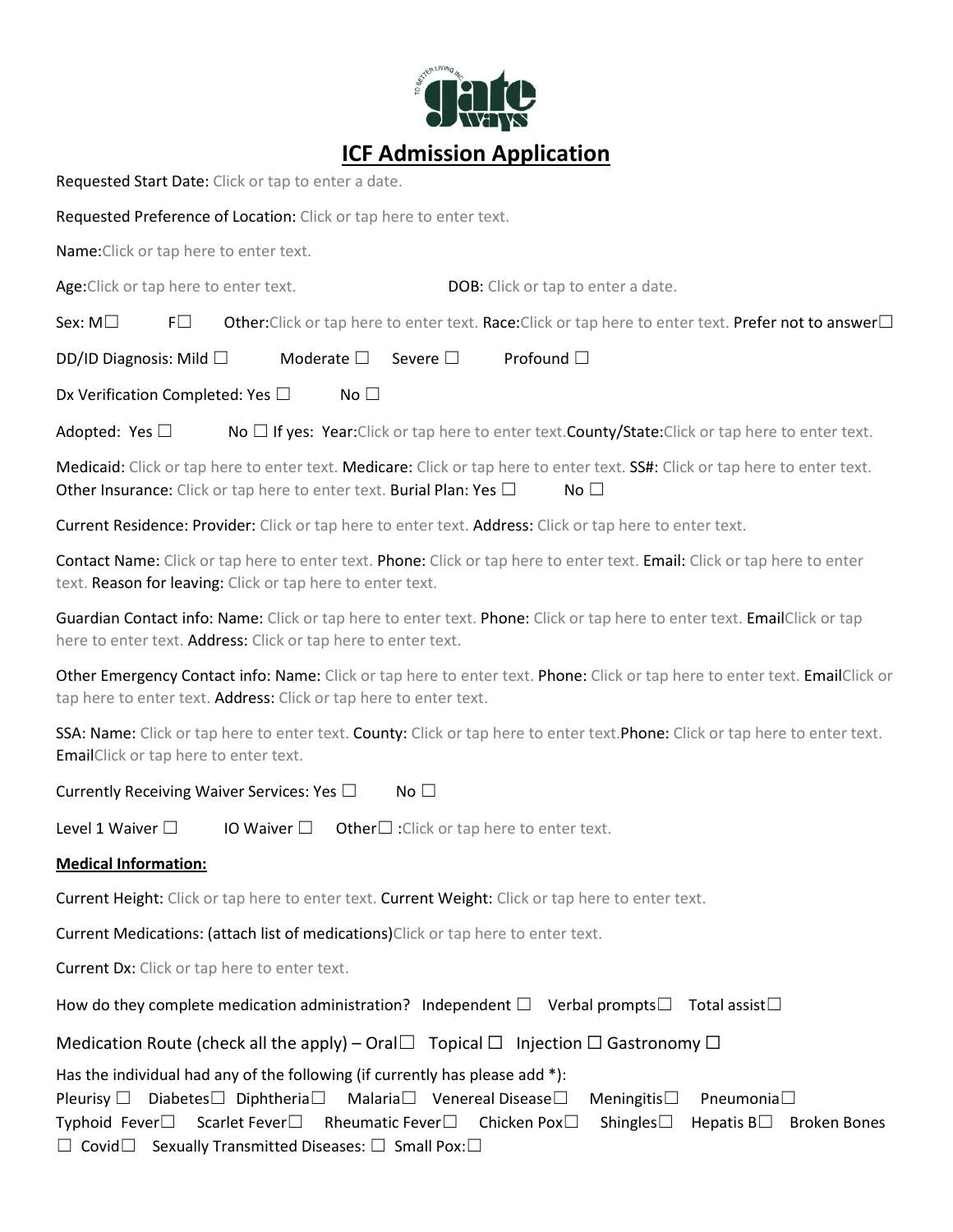# ICF Admission Application

Requested Start Date: Click or tap to enter a date.

Requested Preference of Location: Click or tap here to enter text.

Name:Click or tap here to enter text.

Age:Click or tap here to enter text. DOB: Click or tap to enter a date.

Sex: M☐ F☐ Other:Click or tap here to enter text. Race:Click or tap here to enter text. Prefer not to answer☐

DD/ID Diagnosis: Mild ☐ Moderate ☐ Severe ☐ Profound ☐

Dx Verification Completed: Yes ☐ No ☐

Adopted: Yes ☐ No ☐ If yes: Year:Click or tap here to enter text.County/State:Click or tap here to enter text.

Medicaid: Click or tap here to enter text. Medicare: Click or tap here to enter text. SS#: Click or tap here to enter text. Other Insurance: Click or tap here to enter text. Burial Plan: Yes ☐ No ☐

Current Residence: Provider: Click or tap here to enter text. Address: Click or tap here to enter text.

Contact Name: Click or tap here to enter text. Phone: Click or tap here to enter text. Email: Click or tap here to enter text. Reason for leaving: Click or tap here to enter text.

Guardian Contact info: Name: Click or tap here to enter text. Phone: Click or tap here to enter text. EmailClick or tap here to enter text. Address: Click or tap here to enter text.

Other Emergency Contact info: Name: Click or tap here to enter text. Phone: Click or tap here to enter text. EmailClick or tap here to enter text. Address: Click or tap here to enter text.

SSA: Name: Click or tap here to enter text. County: Click or tap here to enter text.Phone: Click or tap here to enter text. EmailClick or tap here to enter text.

Currently Receiving Waiver Services: Yes ☐ No ☐

Level 1 Waiver ☐ IO Waiver ☐ Other☐ :Click or tap here to enter text.

**Medical Information:**

Current Height: Click or tap here to enter text. Current Weight: Click or tap here to enter text.

Current Medications: (attach list of medications)Click or tap here to enter text.

Current Dx: Click or tap here to enter text.

How do they complete medication administration? Independent ☐ Verbal prompts☐ Total assist☐

Medication Route (check all the apply) – Oral☐ Topical ☐ Injection ☐ Gastronomy ☐

Has the individual had any of the following (if currently has please add *):
Pleurisy ☐ Diabetes☐ Diphtheria☐ Malaria☐ Venereal Disease☐ Meningitis☐ Pneumonia☐ Typhoid Fever☐ Scarlet Fever☐ Rheumatic Fever☐ Chicken Pox☐ Shingles☐ Hepatis B☐ Broken Bones ☐ Covid☐ Sexually Transmitted Diseases: ☐ Small Pox:☐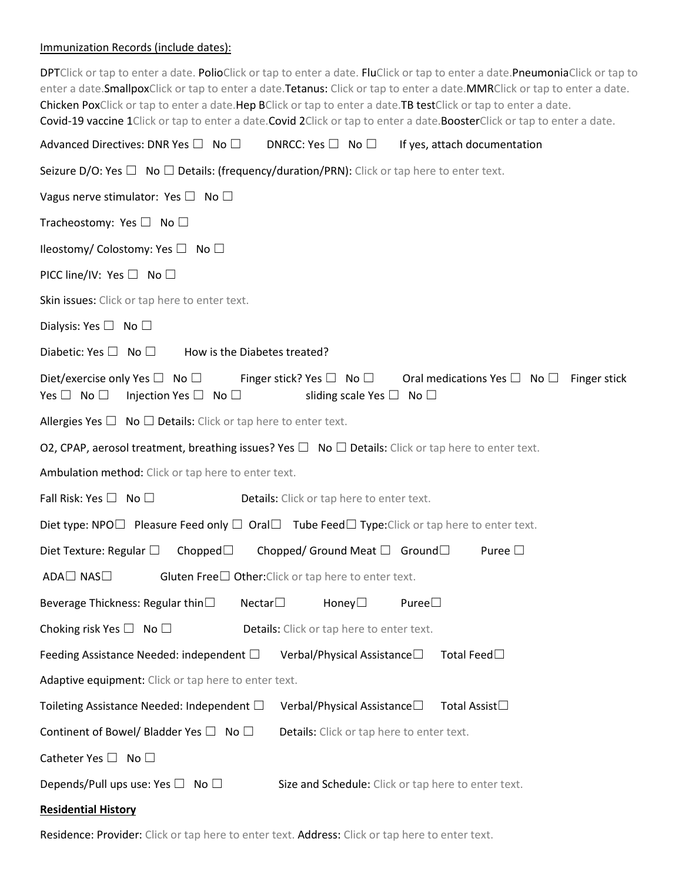Immunization Records (include dates):

DPTClick or tap to enter a date. PolioClick or tap to enter a date. FluClick or tap to enter a date.PneumoniaClick or tap to enter a date.SmallpoxClick or tap to enter a date.Tetanus: Click or tap to enter a date.MMRClick or tap to enter a date. Chicken PoxClick or tap to enter a date.Hep BClick or tap to enter a date.TB testClick or tap to enter a date. Covid-19 vaccine 1Click or tap to enter a date.Covid 2Click or tap to enter a date.BoosterClick or tap to enter a date.

Advanced Directives: DNR Yes ☐ No ☐ DNRCC: Yes ☐ No ☐ If yes, attach documentation

Seizure D/O: Yes ☐ No ☐ Details: (frequency/duration/PRN): Click or tap here to enter text.

Vagus nerve stimulator: Yes ☐ No ☐

Tracheostomy: Yes ☐ No ☐

Ileostomy/ Colostomy: Yes ☐ No ☐

PICC line/IV: Yes ☐ No ☐

Skin issues: Click or tap here to enter text.

Dialysis: Yes ☐ No ☐

Diabetic: Yes ☐ No ☐ How is the Diabetes treated?

Diet/exercise only Yes ☐ No ☐ Finger stick? Yes ☐ No ☐ Oral medications Yes ☐ No ☐ Finger stick Yes ☐ No ☐ Injection Yes ☐ No ☐ sliding scale Yes ☐ No ☐

Allergies Yes ☐ No ☐ Details: Click or tap here to enter text.

O2, CPAP, aerosol treatment, breathing issues? Yes ☐ No ☐ Details: Click or tap here to enter text.

Ambulation method: Click or tap here to enter text.

Fall Risk: Yes ☐ No ☐ Details: Click or tap here to enter text.

Diet type: NPO☐ Pleasure Feed only ☐ Oral☐ Tube Feed☐ Type:Click or tap here to enter text.

Diet Texture: Regular ☐ Chopped☐ Chopped/ Ground Meat ☐ Ground☐ Puree ☐

ADA☐ NAS☐ Gluten Free☐ Other:Click or tap here to enter text.

Beverage Thickness: Regular thin☐ Nectar☐ Honey☐ Puree☐

Choking risk Yes ☐ No ☐ Details: Click or tap here to enter text.

Feeding Assistance Needed: independent ☐ Verbal/Physical Assistance☐ Total Feed☐

Adaptive equipment: Click or tap here to enter text.

Toileting Assistance Needed: Independent ☐ Verbal/Physical Assistance☐ Total Assist☐

Continent of Bowel/ Bladder Yes ☐ No ☐ Details: Click or tap here to enter text.

Catheter Yes ☐ No ☐

Depends/Pull ups use: Yes ☐ No ☐ Size and Schedule: Click or tap here to enter text.

**Residential History**

Residence: Provider: Click or tap here to enter text. Address: Click or tap here to enter text.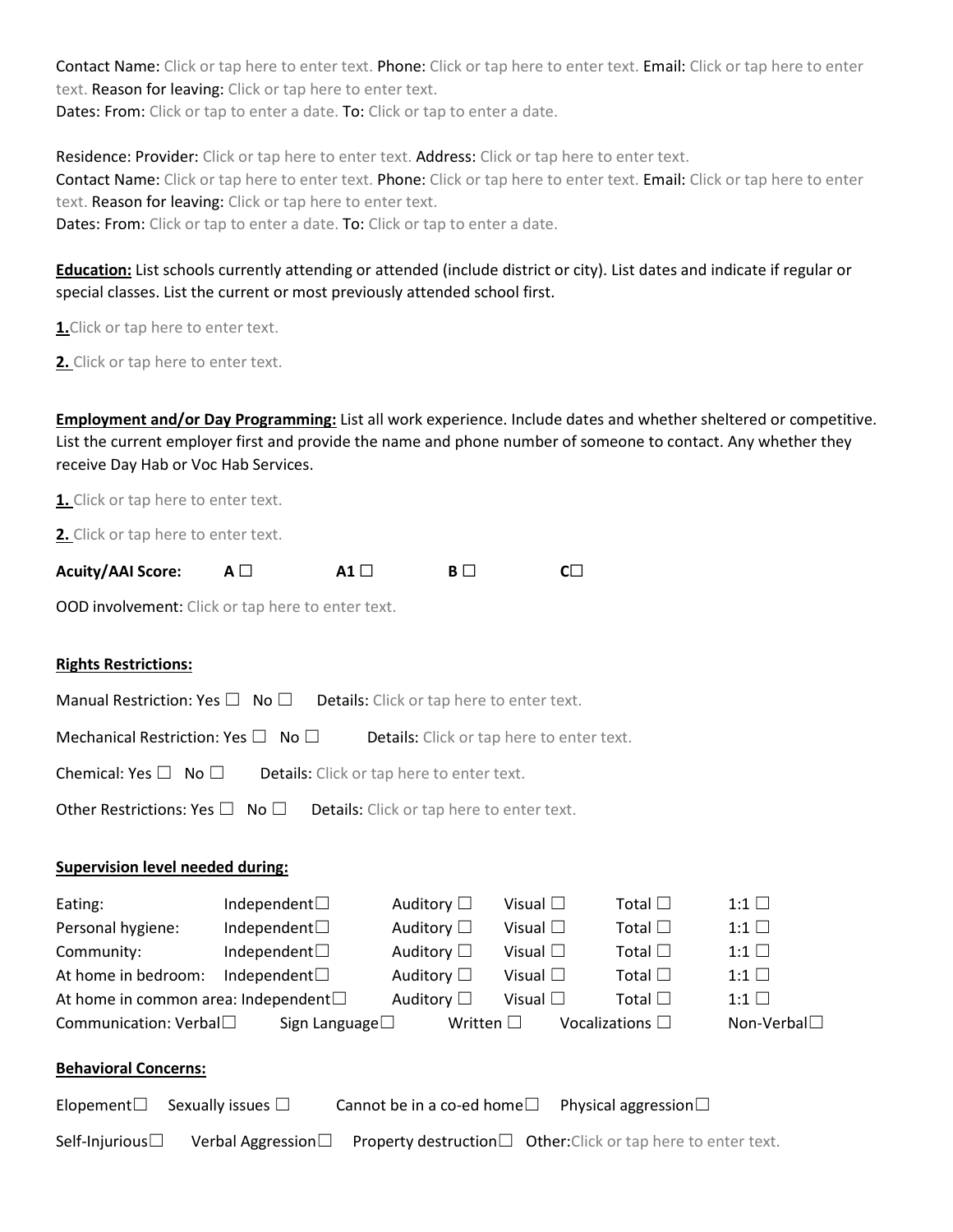Contact Name: Click or tap here to enter text. Phone: Click or tap here to enter text. Email: Click or tap here to enter text. Reason for leaving: Click or tap here to enter text.
Dates: From: Click or tap to enter a date. To: Click or tap to enter a date.

Residence: Provider: Click or tap here to enter text. Address: Click or tap here to enter text.
Contact Name: Click or tap here to enter text. Phone: Click or tap here to enter text. Email: Click or tap here to enter text. Reason for leaving: Click or tap here to enter text.
Dates: From: Click or tap to enter a date. To: Click or tap to enter a date.

**Education:** List schools currently attending or attended (include district or city). List dates and indicate if regular or special classes. List the current or most previously attended school first.

**1.** Click or tap here to enter text.

**2.** Click or tap here to enter text.

**Employment and/or Day Programming:** List all work experience. Include dates and whether sheltered or competitive. List the current employer first and provide the name and phone number of someone to contact. Any whether they receive Day Hab or Voc Hab Services.

**1.** Click or tap here to enter text.

**2.** Click or tap here to enter text.

**Acuity/AAI Score:** **A** ☐ **A1** ☐ **B** ☐ **C** ☐

OOD involvement: Click or tap here to enter text.

**Rights Restrictions:**

Manual Restriction: Yes ☐ No ☐ Details: Click or tap here to enter text.

Mechanical Restriction: Yes ☐ No ☐ Details: Click or tap here to enter text.

Chemical: Yes ☐ No ☐ Details: Click or tap here to enter text.

Other Restrictions: Yes ☐ No ☐ Details: Click or tap here to enter text.

**Supervision level needed during:**

| | | | | | |
|---|---|---|---|---|---|
| Eating: | Independent☐ | Auditory ☐ | Visual ☐ | Total ☐ | 1:1 ☐ |
| Personal hygiene: | Independent☐ | Auditory ☐ | Visual ☐ | Total ☐ | 1:1 ☐ |
| Community: | Independent☐ | Auditory ☐ | Visual ☐ | Total ☐ | 1:1 ☐ |
| At home in bedroom: | Independent☐ | Auditory ☐ | Visual ☐ | Total ☐ | 1:1 ☐ |
| At home in common area: | Independent☐ | Auditory ☐ | Visual ☐ | Total ☐ | 1:1 ☐ |

Communication: Verbal☐ Sign Language☐ Written ☐ Vocalizations ☐ Non-Verbal☐

**Behavioral Concerns:**

Elopement☐ Sexually issues ☐ Cannot be in a co-ed home☐ Physical aggression☐

Self-Injurious☐ Verbal Aggression☐ Property destruction☐ Other: Click or tap here to enter text.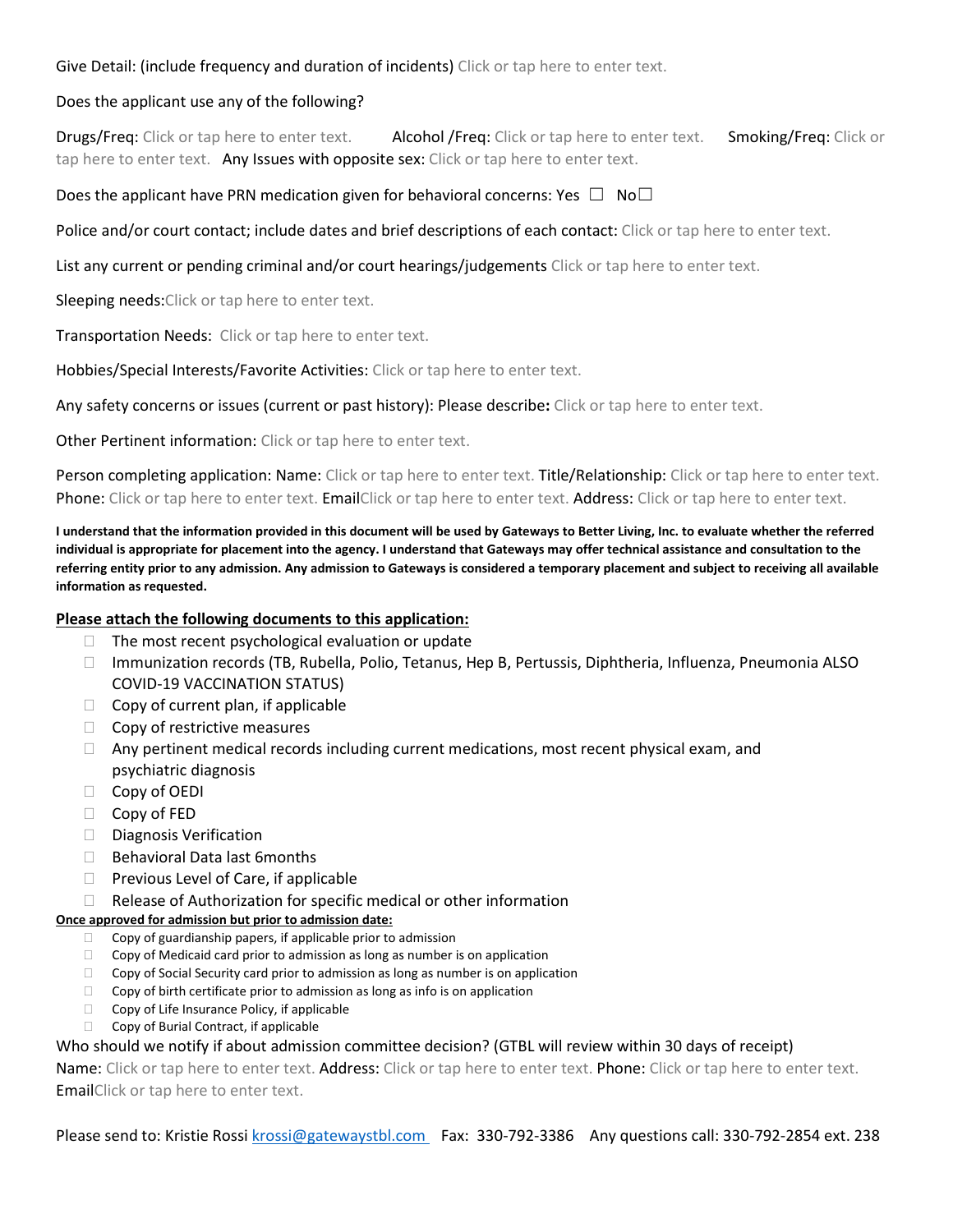Give Detail: (include frequency and duration of incidents) Click or tap here to enter text.

Does the applicant use any of the following?

Drugs/Freq: Click or tap here to enter text. Alcohol /Freq: Click or tap here to enter text. Smoking/Freq: Click or tap here to enter text. Any Issues with opposite sex: Click or tap here to enter text.

Does the applicant have PRN medication given for behavioral concerns: Yes ☐ No☐

Police and/or court contact; include dates and brief descriptions of each contact: Click or tap here to enter text.

List any current or pending criminal and/or court hearings/judgements Click or tap here to enter text.

Sleeping needs:Click or tap here to enter text.

Transportation Needs: Click or tap here to enter text.

Hobbies/Special Interests/Favorite Activities: Click or tap here to enter text.

Any safety concerns or issues (current or past history): Please describe**:** Click or tap here to enter text.

Other Pertinent information: Click or tap here to enter text.

Person completing application: Name: Click or tap here to enter text. Title/Relationship: Click or tap here to enter text. Phone: Click or tap here to enter text. EmailClick or tap here to enter text. Address: Click or tap here to enter text.

**I understand that the information provided in this document will be used by Gateways to Better Living, Inc. to evaluate whether the referred individual is appropriate for placement into the agency. I understand that Gateways may offer technical assistance and consultation to the referring entity prior to any admission. Any admission to Gateways is considered a temporary placement and subject to receiving all available information as requested.**

**Please attach the following documents to this application:**

- ☐ The most recent psychological evaluation or update
- ☐ Immunization records (TB, Rubella, Polio, Tetanus, Hep B, Pertussis, Diphtheria, Influenza, Pneumonia ALSO COVID-19 VACCINATION STATUS)
- ☐ Copy of current plan, if applicable
- ☐ Copy of restrictive measures
- ☐ Any pertinent medical records including current medications, most recent physical exam, and psychiatric diagnosis
- ☐ Copy of OEDI
- ☐ Copy of FED
- ☐ Diagnosis Verification
- ☐ Behavioral Data last 6months
- ☐ Previous Level of Care, if applicable
- ☐ Release of Authorization for specific medical or other information

**Once approved for admission but prior to admission date:**

- ☐ Copy of guardianship papers, if applicable prior to admission
- ☐ Copy of Medicaid card prior to admission as long as number is on application
- ☐ Copy of Social Security card prior to admission as long as number is on application
- ☐ Copy of birth certificate prior to admission as long as info is on application
- ☐ Copy of Life Insurance Policy, if applicable
- ☐ Copy of Burial Contract, if applicable

Who should we notify if about admission committee decision? (GTBL will review within 30 days of receipt)

Name: Click or tap here to enter text. Address: Click or tap here to enter text. Phone: Click or tap here to enter text. EmailClick or tap here to enter text.

Please send to: Kristie Rossi krossi@gatewaystbl.com Fax: 330-792-3386 Any questions call: 330-792-2854 ext. 238